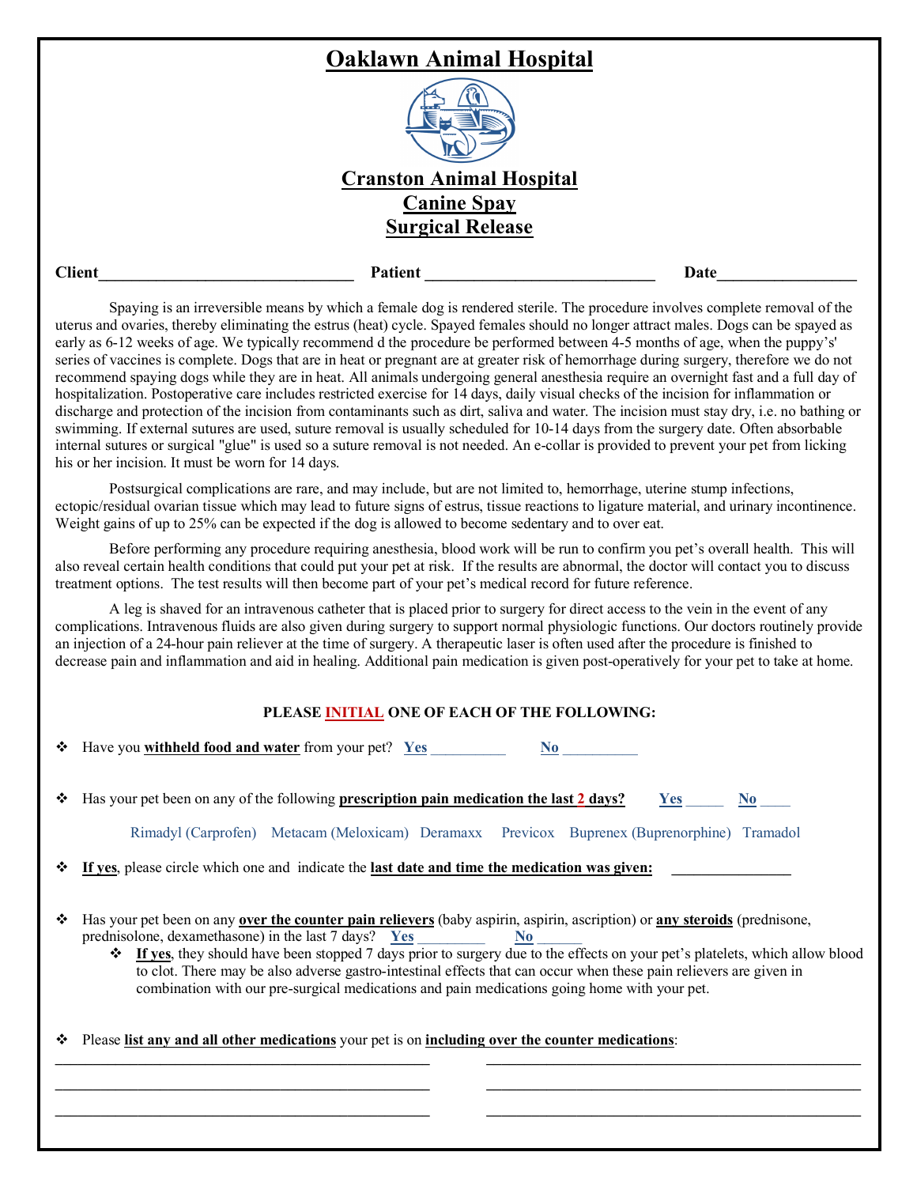# Oaklawn Animal Hospital

## Cranston Animal Hospital
## Canine Spay
## Surgical Release

**Client**\_\_\_\_\_\_\_\_\_\_\_\_\_\_\_\_\_\_\_\_\_\_\_\_\_\_\_\_\_\_\_ **Patient** \_\_\_\_\_\_\_\_\_\_\_\_\_\_\_\_\_\_\_\_\_\_\_\_\_\_\_\_ **Date**\_\_\_\_\_\_\_\_\_\_\_\_\_\_\_\_\_

Spaying is an irreversible means by which a female dog is rendered sterile. The procedure involves complete removal of the uterus and ovaries, thereby eliminating the estrus (heat) cycle. Spayed females should no longer attract males. Dogs can be spayed as early as 6-12 weeks of age. We typically recommend d the procedure be performed between 4-5 months of age, when the puppy's' series of vaccines is complete. Dogs that are in heat or pregnant are at greater risk of hemorrhage during surgery, therefore we do not recommend spaying dogs while they are in heat. All animals undergoing general anesthesia require an overnight fast and a full day of hospitalization. Postoperative care includes restricted exercise for 14 days, daily visual checks of the incision for inflammation or discharge and protection of the incision from contaminants such as dirt, saliva and water. The incision must stay dry, i.e. no bathing or swimming. If external sutures are used, suture removal is usually scheduled for 10-14 days from the surgery date. Often absorbable internal sutures or surgical "glue" is used so a suture removal is not needed. An e-collar is provided to prevent your pet from licking his or her incision. It must be worn for 14 days.

Postsurgical complications are rare, and may include, but are not limited to, hemorrhage, uterine stump infections, ectopic/residual ovarian tissue which may lead to future signs of estrus, tissue reactions to ligature material, and urinary incontinence. Weight gains of up to 25% can be expected if the dog is allowed to become sedentary and to over eat.

Before performing any procedure requiring anesthesia, blood work will be run to confirm you pet's overall health. This will also reveal certain health conditions that could put your pet at risk. If the results are abnormal, the doctor will contact you to discuss treatment options. The test results will then become part of your pet's medical record for future reference.

A leg is shaved for an intravenous catheter that is placed prior to surgery for direct access to the vein in the event of any complications. Intravenous fluids are also given during surgery to support normal physiologic functions. Our doctors routinely provide an injection of a 24-hour pain reliever at the time of surgery. A therapeutic laser is often used after the procedure is finished to decrease pain and inflammation and aid in healing. Additional pain medication is given post-operatively for your pet to take at home.

**PLEASE INITIAL ONE OF EACH OF THE FOLLOWING:**

- Have you **withheld food and water** from your pet? **Yes** \_\_\_\_\_\_\_\_\_\_ **No** \_\_\_\_\_\_\_\_\_\_

- Has your pet been on any of the following **prescription pain medication the last 2 days?** **Yes** \_\_\_\_\_ **No** \_\_\_\_

  Rimadyl (Carprofen) Metacam (Meloxicam) Deramaxx Previcox Buprenex (Buprenorphine) Tramadol

- **If yes**, please circle which one and indicate the **last date and time the medication was given:** \_\_\_\_\_\_\_\_\_\_\_\_\_\_\_\_

- Has your pet been on any **over the counter pain relievers** (baby aspirin, aspirin, ascription) or **any steroids** (prednisone, prednisolone, dexamethasone) in the last 7 days? **Yes** \_\_\_\_\_\_\_\_\_ **No** \_\_\_\_\_\_
  - **If yes**, they should have been stopped 7 days prior to surgery due to the effects on your pet's platelets, which allow blood to clot. There may be also adverse gastro-intestinal effects that can occur when these pain relievers are given in combination with our pre-surgical medications and pain medications going home with your pet.

- Please **list any and all other medications** your pet is on **including over the counter medications**:

\_\_\_\_\_\_\_\_\_\_\_\_\_\_\_\_\_\_\_\_\_\_\_\_\_\_\_\_\_\_\_\_\_\_\_\_\_\_\_\_\_\_\_\_ \_\_\_\_\_\_\_\_\_\_\_\_\_\_\_\_\_\_\_\_\_\_\_\_\_\_\_\_\_\_\_\_\_\_\_\_\_\_\_\_\_\_\_\_

\_\_\_\_\_\_\_\_\_\_\_\_\_\_\_\_\_\_\_\_\_\_\_\_\_\_\_\_\_\_\_\_\_\_\_\_\_\_\_\_\_\_\_\_ \_\_\_\_\_\_\_\_\_\_\_\_\_\_\_\_\_\_\_\_\_\_\_\_\_\_\_\_\_\_\_\_\_\_\_\_\_\_\_\_\_\_\_\_

\_\_\_\_\_\_\_\_\_\_\_\_\_\_\_\_\_\_\_\_\_\_\_\_\_\_\_\_\_\_\_\_\_\_\_\_\_\_\_\_\_\_\_\_ \_\_\_\_\_\_\_\_\_\_\_\_\_\_\_\_\_\_\_\_\_\_\_\_\_\_\_\_\_\_\_\_\_\_\_\_\_\_\_\_\_\_\_\_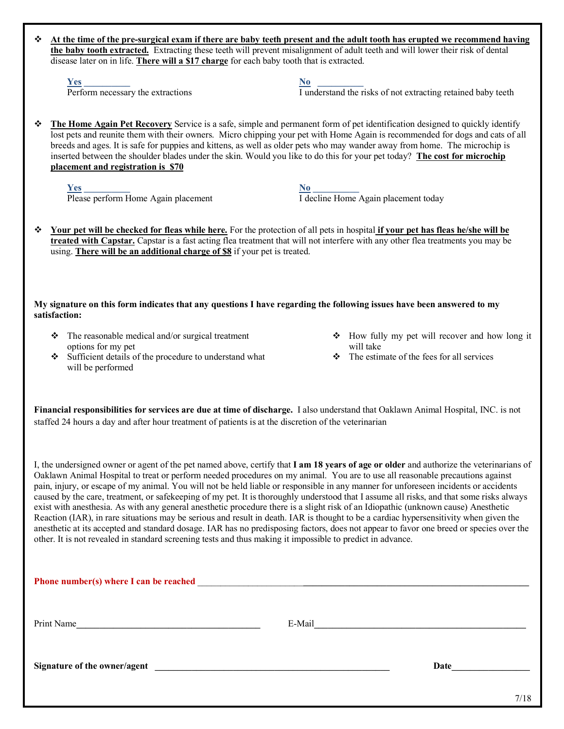- **At the time of the pre-surgical exam if there are baby teeth present and the adult tooth has erupted we recommend having the baby tooth extracted.** Extracting these teeth will prevent misalignment of adult teeth and will lower their risk of dental disease later on in life. **There will a $17 charge** for each baby tooth that is extracted.

  **Yes** __________
  Perform necessary the extractions

  **No** __________
  I understand the risks of not extracting retained baby teeth

- **The Home Again Pet Recovery** Service is a safe, simple and permanent form of pet identification designed to quickly identify lost pets and reunite them with their owners. Micro chipping your pet with Home Again is recommended for dogs and cats of all breeds and ages. It is safe for puppies and kittens, as well as older pets who may wander away from home. The microchip is inserted between the shoulder blades under the skin. Would you like to do this for your pet today? **The cost for microchip placement and registration is $70**

  **Yes** __________
  Please perform Home Again placement

  **No** __________
  I decline Home Again placement today

- **Your pet will be checked for fleas while here.** For the protection of all pets in hospital **if your pet has fleas he/she will be treated with Capstar.** Capstar is a fast acting flea treatment that will not interfere with any other flea treatments you may be using. **There will be an additional charge of $8** if your pet is treated.

**My signature on this form indicates that any questions I have regarding the following issues have been answered to my satisfaction:**

- The reasonable medical and/or surgical treatment options for my pet
- Sufficient details of the procedure to understand what will be performed
- How fully my pet will recover and how long it will take
- The estimate of the fees for all services

**Financial responsibilities for services are due at time of discharge.** I also understand that Oaklawn Animal Hospital, INC. is not staffed 24 hours a day and after hour treatment of patients is at the discretion of the veterinarian

I, the undersigned owner or agent of the pet named above, certify that **I am 18 years of age or older** and authorize the veterinarians of Oaklawn Animal Hospital to treat or perform needed procedures on my animal. You are to use all reasonable precautions against pain, injury, or escape of my animal. You will not be held liable or responsible in any manner for unforeseen incidents or accidents caused by the care, treatment, or safekeeping of my pet. It is thoroughly understood that I assume all risks, and that some risks always exist with anesthesia. As with any general anesthetic procedure there is a slight risk of an Idiopathic (unknown cause) Anesthetic Reaction (IAR), in rare situations may be serious and result in death. IAR is thought to be a cardiac hypersensitivity when given the anesthetic at its accepted and standard dosage. IAR has no predisposing factors, does not appear to favor one breed or species over the other. It is not revealed in standard screening tests and thus making it impossible to predict in advance.

**Phone number(s) where I can be reached** ______________________________________________

Print Name________________________________________ E-Mail________________________________________

**Signature of the owner/agent** ________________________________________ **Date**________________

7/18